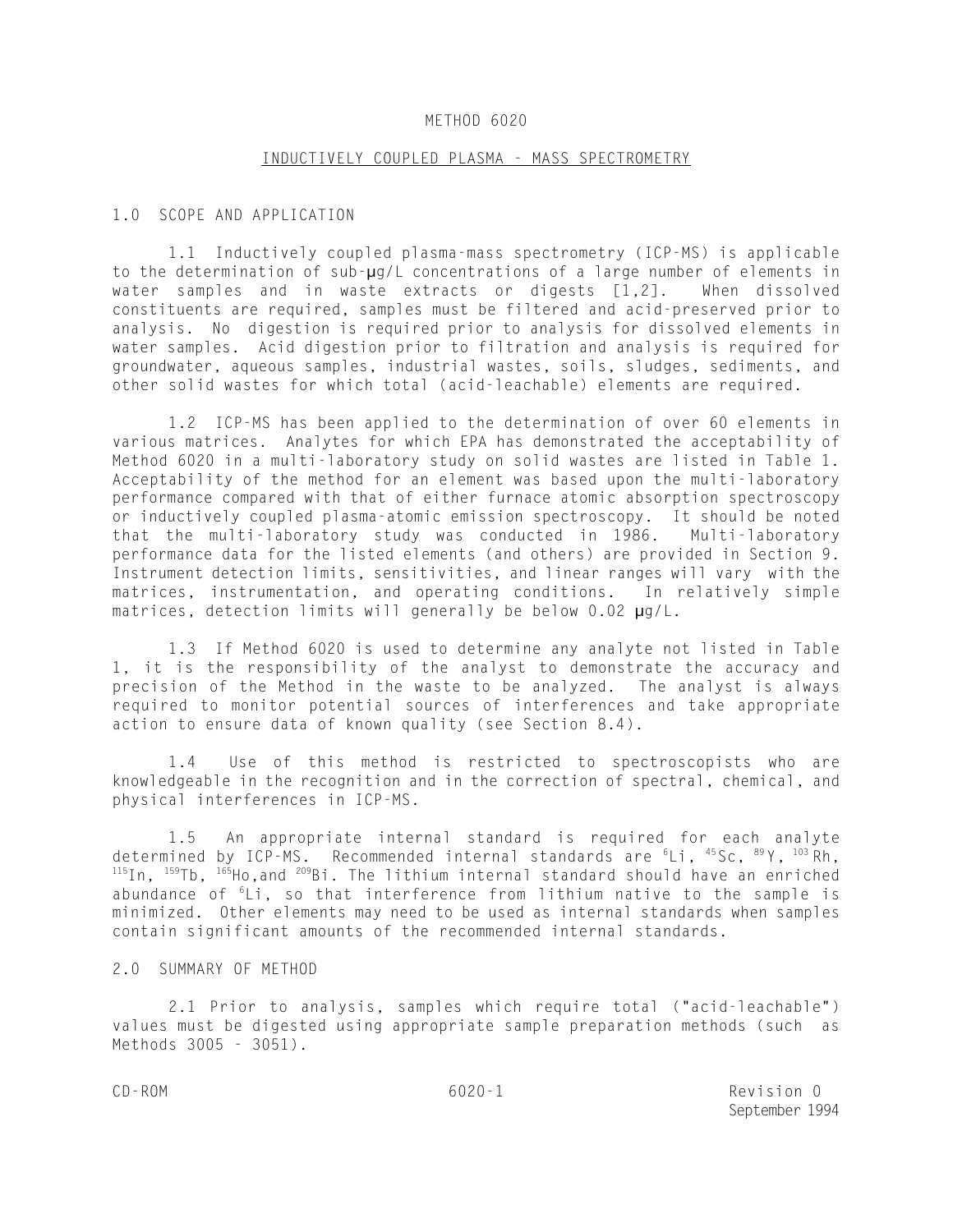# METHOD 6020

## INDUCTIVELY COUPLED PLASMA - MASS SPECTROMETRY

### 1.0 SCOPE AND APPLICATION

1.1 Inductively coupled plasma-mass spectrometry (ICP-MS) is applicable to the determination of sub-µg/L concentrations of a large number of elements in water samples and in waste extracts or digests [1,2]. When dissolved constituents are required, samples must be filtered and acid-preserved prior to analysis. No digestion is required prior to analysis for dissolved elements in water samples. Acid digestion prior to filtration and analysis is required for groundwater, aqueous samples, industrial wastes, soils, sludges, sediments, and other solid wastes for which total (acid-leachable) elements are required.

1.2 ICP-MS has been applied to the determination of over 60 elements in various matrices. Analytes for which EPA has demonstrated the acceptability of Method 6020 in a multi-laboratory study on solid wastes are listed in Table 1. Acceptability of the method for an element was based upon the multi-laboratory performance compared with that of either furnace atomic absorption spectroscopy or inductively coupled plasma-atomic emission spectroscopy. It should be noted that the multi-laboratory study was conducted in 1986. Multi-laboratory performance data for the listed elements (and others) are provided in Section 9. Instrument detection limits, sensitivities, and linear ranges will vary with the matrices, instrumentation, and operating conditions. In relatively simple matrices, detection limits will generally be below 0.02 µg/L.

1.3 If Method 6020 is used to determine any analyte not listed in Table 1, it is the responsibility of the analyst to demonstrate the accuracy and precision of the Method in the waste to be analyzed. The analyst is always required to monitor potential sources of interferences and take appropriate action to ensure data of known quality (see Section 8.4).

1.4 Use of this method is restricted to spectroscopists who are knowledgeable in the recognition and in the correction of spectral, chemical, and physical interferences in ICP-MS.

1.5 An appropriate internal standard is required for each analyte determined by ICP-MS. Recommended internal standards are $^{6}$Li, $^{45}$Sc, $^{89}$Y, $^{103}$Rh, $^{115}$In, $^{159}$Tb, $^{165}$Ho,and $^{209}$Bi. The lithium internal standard should have an enriched abundance of $^{6}$Li, so that interference from lithium native to the sample is minimized. Other elements may need to be used as internal standards when samples contain significant amounts of the recommended internal standards.

### 2.0 SUMMARY OF METHOD

2.1 Prior to analysis, samples which require total ("acid-leachable") values must be digested using appropriate sample preparation methods (such as Methods 3005 - 3051).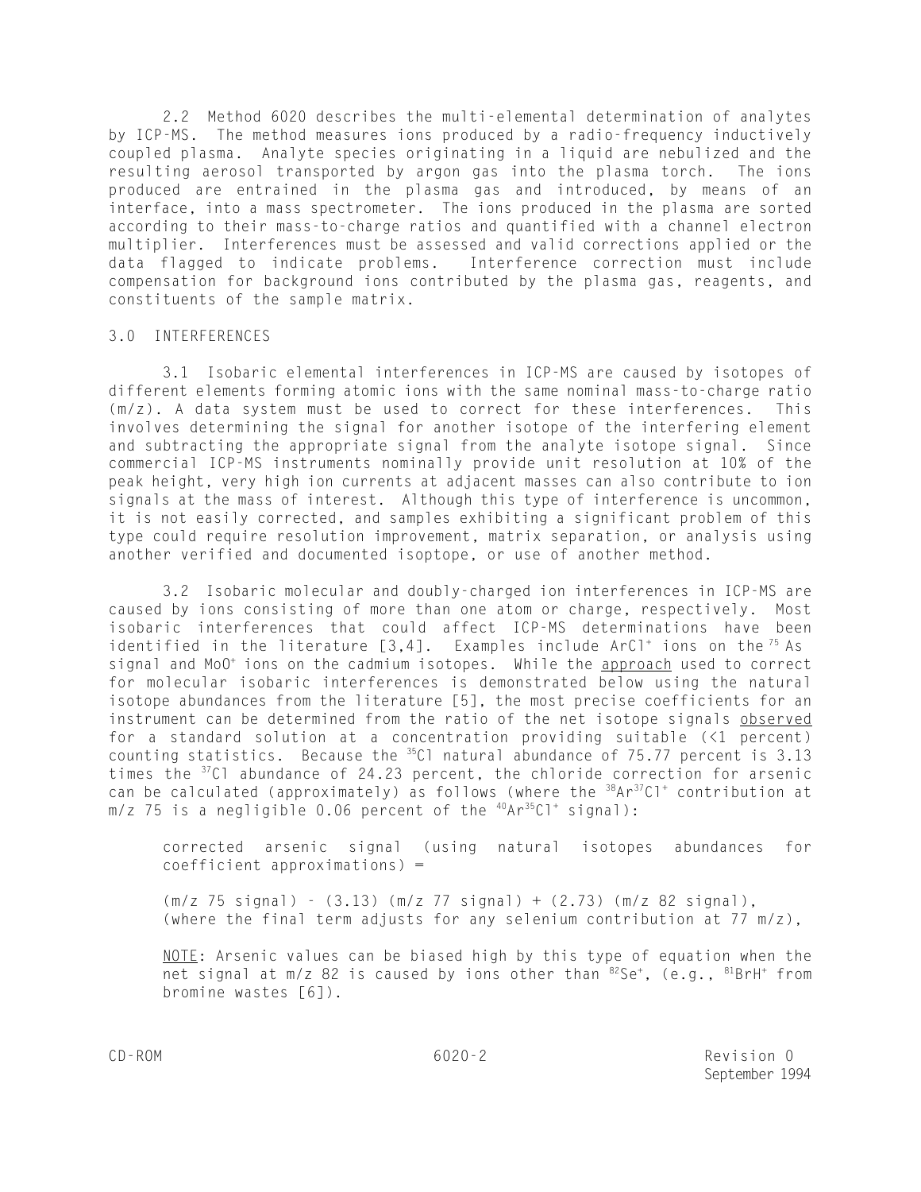2.2 Method 6020 describes the multi-elemental determination of analytes by ICP-MS. The method measures ions produced by a radio-frequency inductively coupled plasma. Analyte species originating in a liquid are nebulized and the resulting aerosol transported by argon gas into the plasma torch. The ions produced are entrained in the plasma gas and introduced, by means of an interface, into a mass spectrometer. The ions produced in the plasma are sorted according to their mass-to-charge ratios and quantified with a channel electron multiplier. Interferences must be assessed and valid corrections applied or the data flagged to indicate problems. Interference correction must include compensation for background ions contributed by the plasma gas, reagents, and constituents of the sample matrix.

## 3.0 INTERFERENCES

3.1 Isobaric elemental interferences in ICP-MS are caused by isotopes of different elements forming atomic ions with the same nominal mass-to-charge ratio (m/z). A data system must be used to correct for these interferences. This involves determining the signal for another isotope of the interfering element and subtracting the appropriate signal from the analyte isotope signal. Since commercial ICP-MS instruments nominally provide unit resolution at 10% of the peak height, very high ion currents at adjacent masses can also contribute to ion signals at the mass of interest. Although this type of interference is uncommon, it is not easily corrected, and samples exhibiting a significant problem of this type could require resolution improvement, matrix separation, or analysis using another verified and documented isoptope, or use of another method.

3.2 Isobaric molecular and doubly-charged ion interferences in ICP-MS are caused by ions consisting of more than one atom or charge, respectively. Most isobaric interferences that could affect ICP-MS determinations have been identified in the literature [3,4]. Examples include $ArCl^+$ ions on the $^{75}As$ signal and $MoO^+$ ions on the cadmium isotopes. While the <u>approach</u> used to correct for molecular isobaric interferences is demonstrated below using the natural isotope abundances from the literature [5], the most precise coefficients for an instrument can be determined from the ratio of the net isotope signals <u>observed</u> for a standard solution at a concentration providing suitable (<1 percent) counting statistics. Because the $^{35}Cl$ natural abundance of 75.77 percent is 3.13 times the $^{37}Cl$ abundance of 24.23 percent, the chloride correction for arsenic can be calculated (approximately) as follows (where the $^{38}Ar^{37}Cl^+$ contribution at m/z 75 is a negligible 0.06 percent of the $^{40}Ar^{35}Cl^+$ signal):

> corrected arsenic signal (using natural isotopes abundances for coefficient approximations) =
>
> (m/z 75 signal) - (3.13) (m/z 77 signal) + (2.73) (m/z 82 signal), (where the final term adjusts for any selenium contribution at 77 m/z),
>
> <u>NOTE</u>: Arsenic values can be biased high by this type of equation when the net signal at m/z 82 is caused by ions other than $^{82}Se^+$, (e.g., $^{81}BrH^+$ from bromine wastes [6]).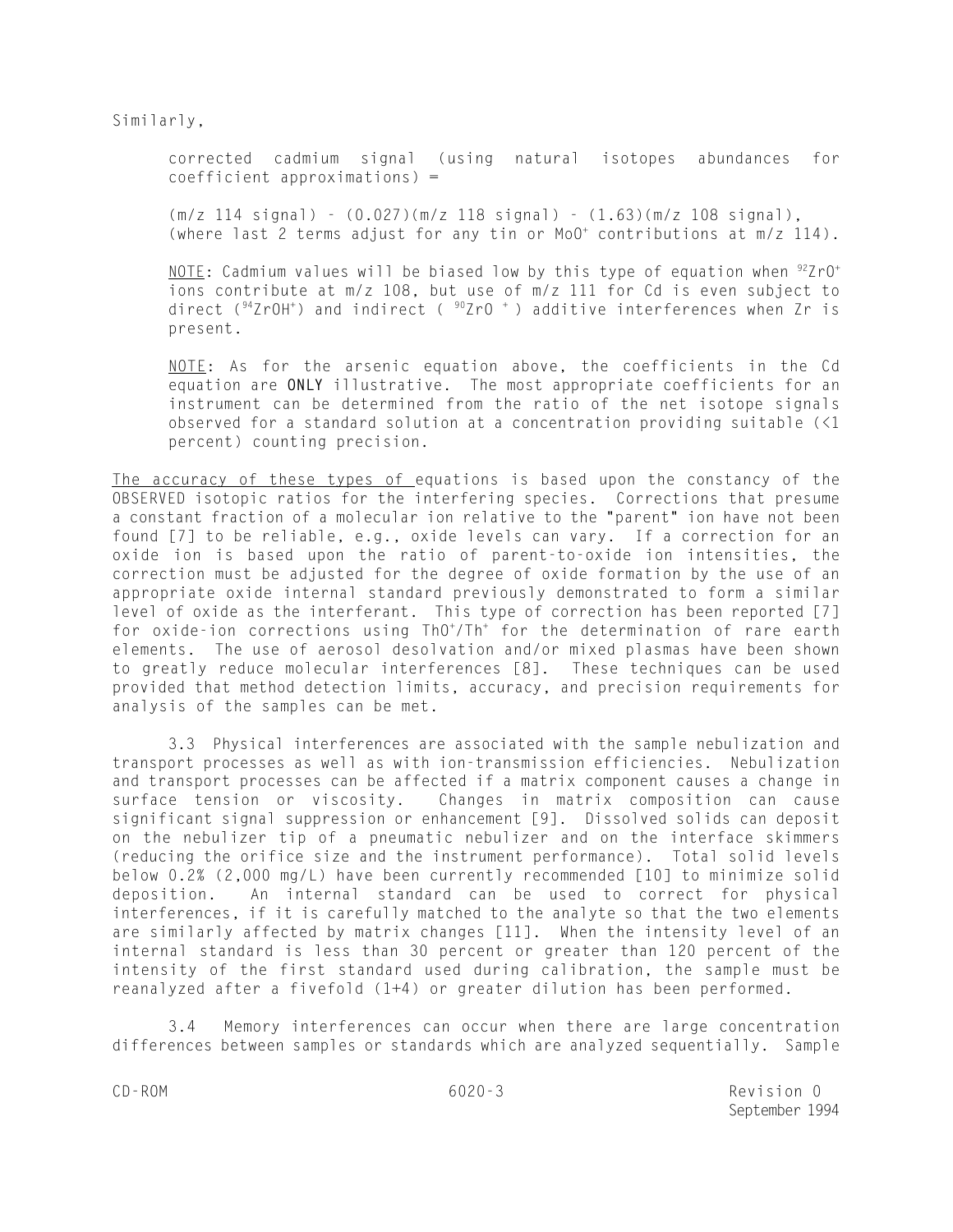Similarly,

> corrected cadmium signal (using natural isotopes abundances for coefficient approximations) =
>
> (m/z 114 signal) - (0.027)(m/z 118 signal) - (1.63)(m/z 108 signal), (where last 2 terms adjust for any tin or $MoO^+$ contributions at m/z 114).
>
> NOTE: Cadmium values will be biased low by this type of equation when $^{92}ZrO^+$ ions contribute at m/z 108, but use of m/z 111 for Cd is even subject to direct ($^{94}ZrOH^+$) and indirect ( $^{90}ZrO^+$ ) additive interferences when Zr is present.
>
> NOTE: As for the arsenic equation above, the coefficients in the Cd equation are **ONLY** illustrative. The most appropriate coefficients for an instrument can be determined from the ratio of the net isotope signals observed for a standard solution at a concentration providing suitable (<1 percent) counting precision.

The accuracy of these types of equations is based upon the constancy of the OBSERVED isotopic ratios for the interfering species. Corrections that presume a constant fraction of a molecular ion relative to the "parent" ion have not been found [7] to be reliable, e.g., oxide levels can vary. If a correction for an oxide ion is based upon the ratio of parent-to-oxide ion intensities, the correction must be adjusted for the degree of oxide formation by the use of an appropriate oxide internal standard previously demonstrated to form a similar level of oxide as the interferant. This type of correction has been reported [7] for oxide-ion corrections using $ThO^+/Th^+$ for the determination of rare earth elements. The use of aerosol desolvation and/or mixed plasmas have been shown to greatly reduce molecular interferences [8]. These techniques can be used provided that method detection limits, accuracy, and precision requirements for analysis of the samples can be met.

3.3 Physical interferences are associated with the sample nebulization and transport processes as well as with ion-transmission efficiencies. Nebulization and transport processes can be affected if a matrix component causes a change in surface tension or viscosity. Changes in matrix composition can cause significant signal suppression or enhancement [9]. Dissolved solids can deposit on the nebulizer tip of a pneumatic nebulizer and on the interface skimmers (reducing the orifice size and the instrument performance). Total solid levels below 0.2% (2,000 mg/L) have been currently recommended [10] to minimize solid deposition. An internal standard can be used to correct for physical interferences, if it is carefully matched to the analyte so that the two elements are similarly affected by matrix changes [11]. When the intensity level of an internal standard is less than 30 percent or greater than 120 percent of the intensity of the first standard used during calibration, the sample must be reanalyzed after a fivefold (1+4) or greater dilution has been performed.

3.4 Memory interferences can occur when there are large concentration differences between samples or standards which are analyzed sequentially. Sample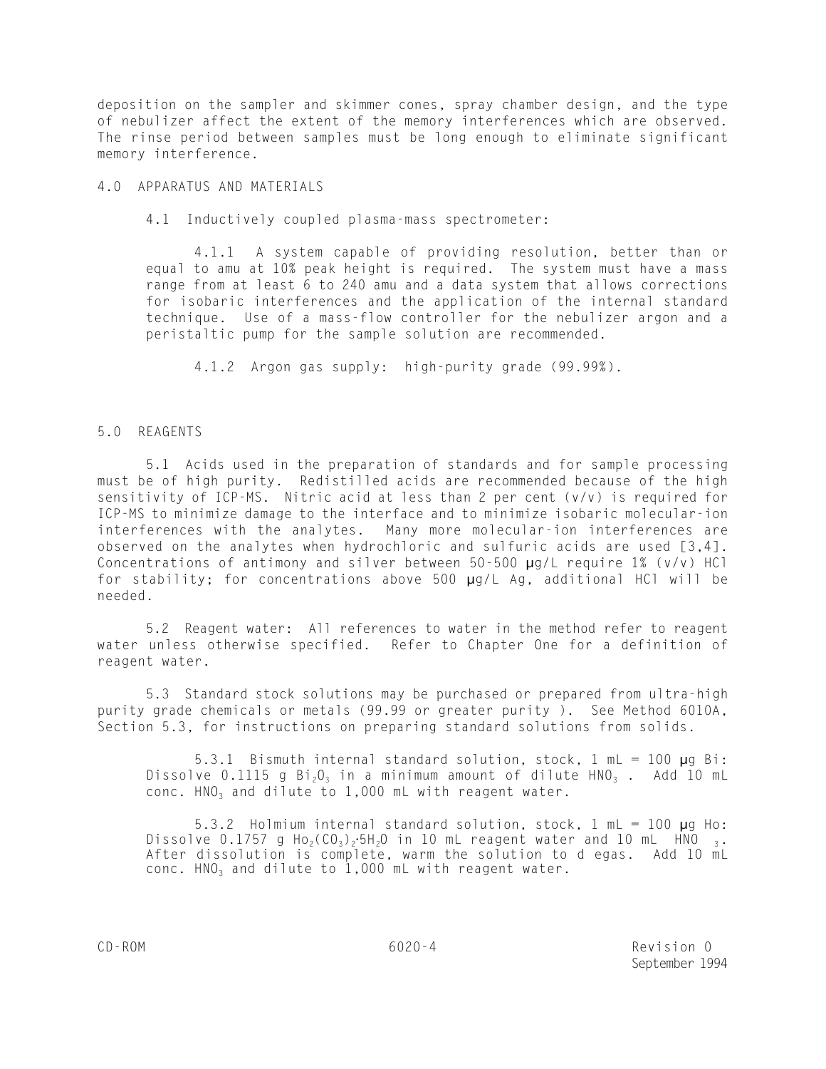deposition on the sampler and skimmer cones, spray chamber design, and the type of nebulizer affect the extent of the memory interferences which are observed. The rinse period between samples must be long enough to eliminate significant memory interference.

## 4.0 APPARATUS AND MATERIALS

4.1 Inductively coupled plasma-mass spectrometer:

4.1.1 A system capable of providing resolution, better than or equal to amu at 10% peak height is required. The system must have a mass range from at least 6 to 240 amu and a data system that allows corrections for isobaric interferences and the application of the internal standard technique. Use of a mass-flow controller for the nebulizer argon and a peristaltic pump for the sample solution are recommended.

4.1.2 Argon gas supply: high-purity grade (99.99%).

## 5.0 REAGENTS

5.1 Acids used in the preparation of standards and for sample processing must be of high purity. Redistilled acids are recommended because of the high sensitivity of ICP-MS. Nitric acid at less than 2 per cent (v/v) is required for ICP-MS to minimize damage to the interface and to minimize isobaric molecular-ion interferences with the analytes. Many more molecular-ion interferences are observed on the analytes when hydrochloric and sulfuric acids are used [3,4]. Concentrations of antimony and silver between 50-500 µg/L require 1% (v/v) HCl for stability; for concentrations above 500 µg/L Ag, additional HCl will be needed.

5.2 Reagent water: All references to water in the method refer to reagent water unless otherwise specified. Refer to Chapter One for a definition of reagent water.

5.3 Standard stock solutions may be purchased or prepared from ultra-high purity grade chemicals or metals (99.99 or greater purity ). See Method 6010A, Section 5.3, for instructions on preparing standard solutions from solids.

5.3.1 Bismuth internal standard solution, stock, 1 mL = 100 µg Bi: Dissolve 0.1115 g $Bi_2O_3$ in a minimum amount of dilute $HNO_3$ . Add 10 mL conc. $HNO_3$ and dilute to 1,000 mL with reagent water.

5.3.2 Holmium internal standard solution, stock, 1 mL = 100 µg Ho: Dissolve 0.1757 g $Ho_2(CO_3)_2 \cdot 5H_2O$ in 10 mL reagent water and 10 mL $HNO_3$. After dissolution is complete, warm the solution to d egas. Add 10 mL conc. $HNO_3$ and dilute to 1,000 mL with reagent water.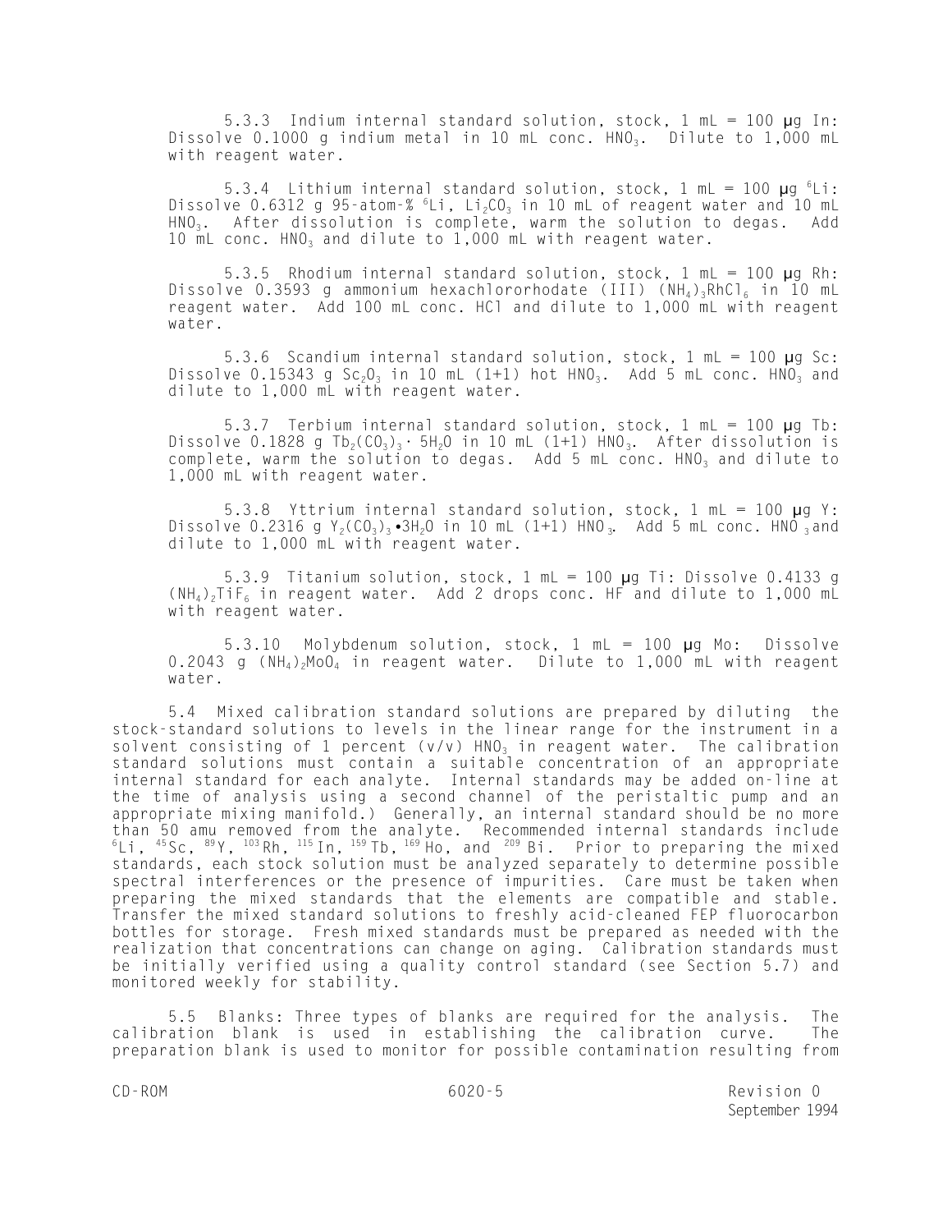5.3.3 Indium internal standard solution, stock, 1 mL = 100 µg In: Dissolve 0.1000 g indium metal in 10 mL conc. $HNO_3$. Dilute to 1,000 mL with reagent water.

5.3.4 Lithium internal standard solution, stock, 1 mL = 100 µg $^6Li$: Dissolve 0.6312 g 95-atom-% $^6Li$, $Li_2CO_3$ in 10 mL of reagent water and 10 mL $HNO_3$. After dissolution is complete, warm the solution to degas. Add 10 mL conc. $HNO_3$ and dilute to 1,000 mL with reagent water.

5.3.5 Rhodium internal standard solution, stock, 1 mL = 100 µg Rh: Dissolve 0.3593 g ammonium hexachlororhodate (III) $(NH_4)_3RhCl_6$ in 10 mL reagent water. Add 100 mL conc. HCl and dilute to 1,000 mL with reagent water.

5.3.6 Scandium internal standard solution, stock, 1 mL = 100 µg Sc: Dissolve 0.15343 g $Sc_2O_3$ in 10 mL (1+1) hot $HNO_3$. Add 5 mL conc. $HNO_3$ and dilute to 1,000 mL with reagent water.

5.3.7 Terbium internal standard solution, stock, 1 mL = 100 µg Tb: Dissolve 0.1828 g $Tb_2(CO_3)_3 \cdot 5H_2O$ in 10 mL (1+1) $HNO_3$. After dissolution is complete, warm the solution to degas. Add 5 mL conc. $HNO_3$ and dilute to 1,000 mL with reagent water.

5.3.8 Yttrium internal standard solution, stock, 1 mL = 100 µg Y: Dissolve 0.2316 g $Y_2(CO_3)_3 \bullet 3H_2O$ in 10 mL (1+1) $HNO_3$. Add 5 mL conc. $HNO_3$ and dilute to 1,000 mL with reagent water.

5.3.9 Titanium solution, stock, 1 mL = 100 µg Ti: Dissolve 0.4133 g $(NH_4)_2TiF_6$ in reagent water. Add 2 drops conc. HF and dilute to 1,000 mL with reagent water.

5.3.10 Molybdenum solution, stock, 1 mL = 100 µg Mo: Dissolve 0.2043 g $(NH_4)_2MoO_4$ in reagent water. Dilute to 1,000 mL with reagent water.

5.4 Mixed calibration standard solutions are prepared by diluting the stock-standard solutions to levels in the linear range for the instrument in a solvent consisting of 1 percent (v/v) $HNO_3$ in reagent water. The calibration standard solutions must contain a suitable concentration of an appropriate internal standard for each analyte. Internal standards may be added on-line at the time of analysis using a second channel of the peristaltic pump and an appropriate mixing manifold.) Generally, an internal standard should be no more than 50 amu removed from the analyte. Recommended internal standards include $^6Li$, $^{45}Sc$, $^{89}Y$, $^{103}Rh$, $^{115}In$, $^{159}Tb$, $^{169}Ho$, and $^{209}Bi$. Prior to preparing the mixed standards, each stock solution must be analyzed separately to determine possible spectral interferences or the presence of impurities. Care must be taken when preparing the mixed standards that the elements are compatible and stable. Transfer the mixed standard solutions to freshly acid-cleaned FEP fluorocarbon bottles for storage. Fresh mixed standards must be prepared as needed with the realization that concentrations can change on aging. Calibration standards must be initially verified using a quality control standard (see Section 5.7) and monitored weekly for stability.

5.5 Blanks: Three types of blanks are required for the analysis. The calibration blank is used in establishing the calibration curve. The preparation blank is used to monitor for possible contamination resulting from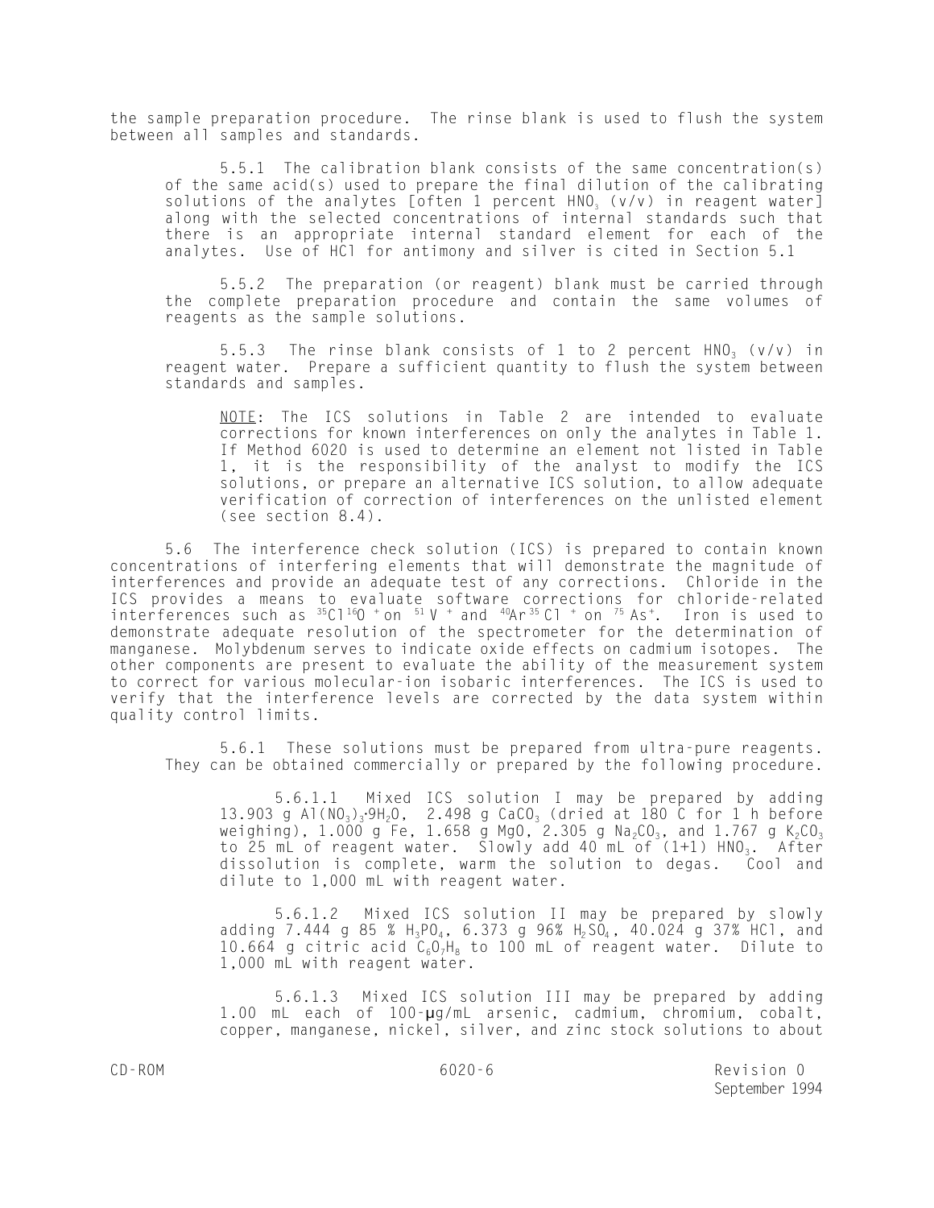the sample preparation procedure. The rinse blank is used to flush the system between all samples and standards.

5.5.1 The calibration blank consists of the same concentration(s) of the same acid(s) used to prepare the final dilution of the calibrating solutions of the analytes [often 1 percent $HNO_3$ (v/v) in reagent water] along with the selected concentrations of internal standards such that there is an appropriate internal standard element for each of the analytes. Use of HCl for antimony and silver is cited in Section 5.1

5.5.2 The preparation (or reagent) blank must be carried through the complete preparation procedure and contain the same volumes of reagents as the sample solutions.

5.5.3 The rinse blank consists of 1 to 2 percent $HNO_3$ (v/v) in reagent water. Prepare a sufficient quantity to flush the system between standards and samples.

NOTE: The ICS solutions in Table 2 are intended to evaluate corrections for known interferences on only the analytes in Table 1. If Method 6020 is used to determine an element not listed in Table 1, it is the responsibility of the analyst to modify the ICS solutions, or prepare an alternative ICS solution, to allow adequate verification of correction of interferences on the unlisted element (see section 8.4).

5.6 The interference check solution (ICS) is prepared to contain known concentrations of interfering elements that will demonstrate the magnitude of interferences and provide an adequate test of any corrections. Chloride in the ICS provides a means to evaluate software corrections for chloride-related interferences such as $^{35}Cl^{16}O^+$ on $^{51}V^+$ and $^{40}Ar^{35}Cl^+$ on $^{75}As^+$. Iron is used to demonstrate adequate resolution of the spectrometer for the determination of manganese. Molybdenum serves to indicate oxide effects on cadmium isotopes. The other components are present to evaluate the ability of the measurement system to correct for various molecular-ion isobaric interferences. The ICS is used to verify that the interference levels are corrected by the data system within quality control limits.

5.6.1 These solutions must be prepared from ultra-pure reagents. They can be obtained commercially or prepared by the following procedure.

5.6.1.1 Mixed ICS solution I may be prepared by adding 13.903 g $Al(NO_3)_3 \cdot 9H_2O$, 2.498 g $CaCO_3$ (dried at 180 C for 1 h before weighing), 1.000 g Fe, 1.658 g MgO, 2.305 g $Na_2CO_3$, and 1.767 g $K_2CO_3$ to 25 mL of reagent water. Slowly add 40 mL of (1+1) $HNO_3$. After dissolution is complete, warm the solution to degas. Cool and dilute to 1,000 mL with reagent water.

5.6.1.2 Mixed ICS solution II may be prepared by slowly adding 7.444 g 85 % $H_3PO_4$, 6.373 g 96% $H_2SO_4$, 40.024 g 37% HCl, and 10.664 g citric acid $C_6O_7H_8$ to 100 mL of reagent water. Dilute to 1,000 mL with reagent water.

5.6.1.3 Mixed ICS solution III may be prepared by adding 1.00 mL each of 100-µg/mL arsenic, cadmium, chromium, cobalt, copper, manganese, nickel, silver, and zinc stock solutions to about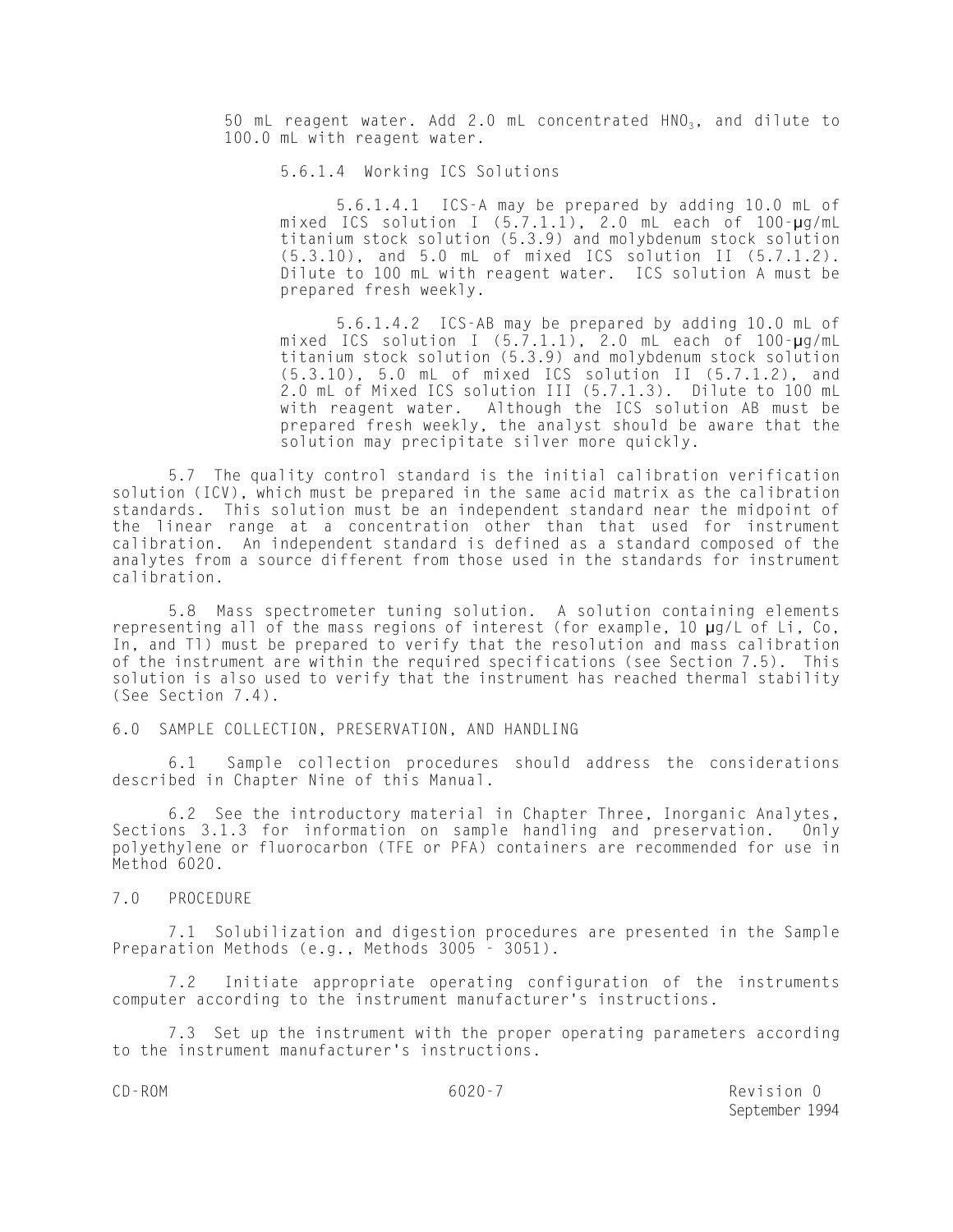50 mL reagent water. Add 2.0 mL concentrated $HNO_3$, and dilute to 100.0 mL with reagent water.

5.6.1.4 Working ICS Solutions

5.6.1.4.1 ICS-A may be prepared by adding 10.0 mL of mixed ICS solution I (5.7.1.1), 2.0 mL each of 100-µg/mL titanium stock solution (5.3.9) and molybdenum stock solution (5.3.10), and 5.0 mL of mixed ICS solution II (5.7.1.2). Dilute to 100 mL with reagent water. ICS solution A must be prepared fresh weekly.

5.6.1.4.2 ICS-AB may be prepared by adding 10.0 mL of mixed ICS solution I (5.7.1.1), 2.0 mL each of 100-µg/mL titanium stock solution (5.3.9) and molybdenum stock solution (5.3.10), 5.0 mL of mixed ICS solution II (5.7.1.2), and 2.0 mL of Mixed ICS solution III (5.7.1.3). Dilute to 100 mL with reagent water. Although the ICS solution AB must be prepared fresh weekly, the analyst should be aware that the solution may precipitate silver more quickly.

5.7 The quality control standard is the initial calibration verification solution (ICV), which must be prepared in the same acid matrix as the calibration standards. This solution must be an independent standard near the midpoint of the linear range at a concentration other than that used for instrument calibration. An independent standard is defined as a standard composed of the analytes from a source different from those used in the standards for instrument calibration.

5.8 Mass spectrometer tuning solution. A solution containing elements representing all of the mass regions of interest (for example, 10 µg/L of Li, Co, In, and Tl) must be prepared to verify that the resolution and mass calibration of the instrument are within the required specifications (see Section 7.5). This solution is also used to verify that the instrument has reached thermal stability (See Section 7.4).

## 6.0 SAMPLE COLLECTION, PRESERVATION, AND HANDLING

6.1 Sample collection procedures should address the considerations described in Chapter Nine of this Manual.

6.2 See the introductory material in Chapter Three, Inorganic Analytes, Sections 3.1.3 for information on sample handling and preservation. Only polyethylene or fluorocarbon (TFE or PFA) containers are recommended for use in Method 6020.

## 7.0 PROCEDURE

7.1 Solubilization and digestion procedures are presented in the Sample Preparation Methods (e.g., Methods 3005 - 3051).

7.2 Initiate appropriate operating configuration of the instruments computer according to the instrument manufacturer's instructions.

7.3 Set up the instrument with the proper operating parameters according to the instrument manufacturer's instructions.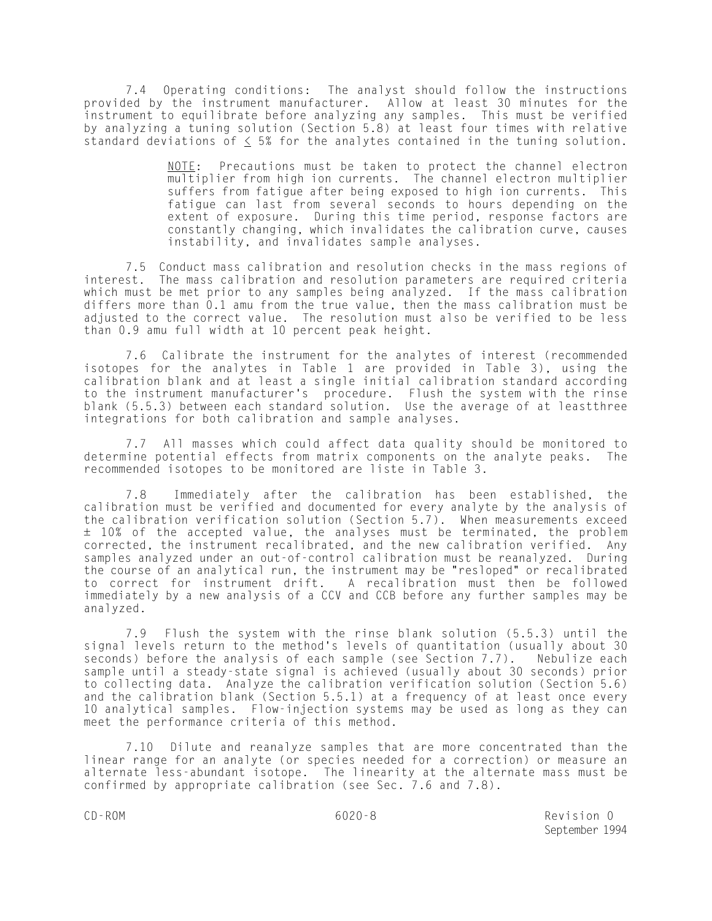7.4 Operating conditions: The analyst should follow the instructions provided by the instrument manufacturer. Allow at least 30 minutes for the instrument to equilibrate before analyzing any samples. This must be verified by analyzing a tuning solution (Section 5.8) at least four times with relative standard deviations of $\leq$ 5% for the analytes contained in the tuning solution.

> NOTE: Precautions must be taken to protect the channel electron multiplier from high ion currents. The channel electron multiplier suffers from fatigue after being exposed to high ion currents. This fatigue can last from several seconds to hours depending on the extent of exposure. During this time period, response factors are constantly changing, which invalidates the calibration curve, causes instability, and invalidates sample analyses.

7.5 Conduct mass calibration and resolution checks in the mass regions of interest. The mass calibration and resolution parameters are required criteria which must be met prior to any samples being analyzed. If the mass calibration differs more than 0.1 amu from the true value, then the mass calibration must be adjusted to the correct value. The resolution must also be verified to be less than 0.9 amu full width at 10 percent peak height.

7.6 Calibrate the instrument for the analytes of interest (recommended isotopes for the analytes in Table 1 are provided in Table 3), using the calibration blank and at least a single initial calibration standard according to the instrument manufacturer's procedure. Flush the system with the rinse blank (5.5.3) between each standard solution. Use the average of at leastthree integrations for both calibration and sample analyses.

7.7 All masses which could affect data quality should be monitored to determine potential effects from matrix components on the analyte peaks. The recommended isotopes to be monitored are liste in Table 3.

7.8 Immediately after the calibration has been established, the calibration must be verified and documented for every analyte by the analysis of the calibration verification solution (Section 5.7). When measurements exceed ± 10% of the accepted value, the analyses must be terminated, the problem corrected, the instrument recalibrated, and the new calibration verified. Any samples analyzed under an out-of-control calibration must be reanalyzed. During the course of an analytical run, the instrument may be "resloped" or recalibrated to correct for instrument drift. A recalibration must then be followed immediately by a new analysis of a CCV and CCB before any further samples may be analyzed.

7.9 Flush the system with the rinse blank solution (5.5.3) until the signal levels return to the method's levels of quantitation (usually about 30 seconds) before the analysis of each sample (see Section 7.7). Nebulize each sample until a steady-state signal is achieved (usually about 30 seconds) prior to collecting data. Analyze the calibration verification solution (Section 5.6) and the calibration blank (Section 5.5.1) at a frequency of at least once every 10 analytical samples. Flow-injection systems may be used as long as they can meet the performance criteria of this method.

7.10 Dilute and reanalyze samples that are more concentrated than the linear range for an analyte (or species needed for a correction) or measure an alternate less-abundant isotope. The linearity at the alternate mass must be confirmed by appropriate calibration (see Sec. 7.6 and 7.8).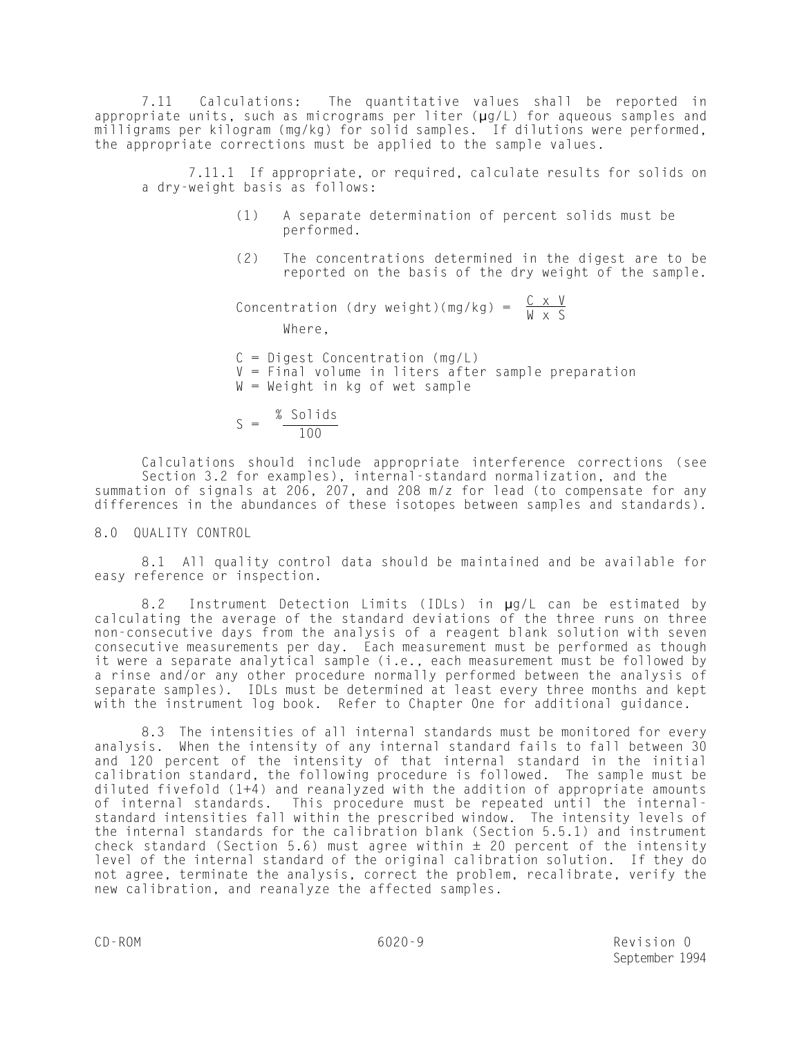7.11 Calculations: The quantitative values shall be reported in appropriate units, such as micrograms per liter (µg/L) for aqueous samples and milligrams per kilogram (mg/kg) for solid samples. If dilutions were performed, the appropriate corrections must be applied to the sample values.

7.11.1 If appropriate, or required, calculate results for solids on a dry-weight basis as follows:

(1) A separate determination of percent solids must be performed.

(2) The concentrations determined in the digest are to be reported on the basis of the dry weight of the sample.

$$\text{Concentration (dry weight)(mg/kg)} = \frac{C \times V}{W \times S}$$

Where,

C = Digest Concentration (mg/L)
V = Final volume in liters after sample preparation
W = Weight in kg of wet sample

$$S = \frac{\%\ \text{Solids}}{100}$$

Calculations should include appropriate interference corrections (see Section 3.2 for examples), internal-standard normalization, and the summation of signals at 206, 207, and 208 m/z for lead (to compensate for any differences in the abundances of these isotopes between samples and standards).

## 8.0 QUALITY CONTROL

8.1 All quality control data should be maintained and be available for easy reference or inspection.

8.2 Instrument Detection Limits (IDLs) in µg/L can be estimated by calculating the average of the standard deviations of the three runs on three non-consecutive days from the analysis of a reagent blank solution with seven consecutive measurements per day. Each measurement must be performed as though it were a separate analytical sample (i.e., each measurement must be followed by a rinse and/or any other procedure normally performed between the analysis of separate samples). IDLs must be determined at least every three months and kept with the instrument log book. Refer to Chapter One for additional guidance.

8.3 The intensities of all internal standards must be monitored for every analysis. When the intensity of any internal standard fails to fall between 30 and 120 percent of the intensity of that internal standard in the initial calibration standard, the following procedure is followed. The sample must be diluted fivefold (1+4) and reanalyzed with the addition of appropriate amounts of internal standards. This procedure must be repeated until the internal-standard intensities fall within the prescribed window. The intensity levels of the internal standards for the calibration blank (Section 5.5.1) and instrument check standard (Section 5.6) must agree within ± 20 percent of the intensity level of the internal standard of the original calibration solution. If they do not agree, terminate the analysis, correct the problem, recalibrate, verify the new calibration, and reanalyze the affected samples.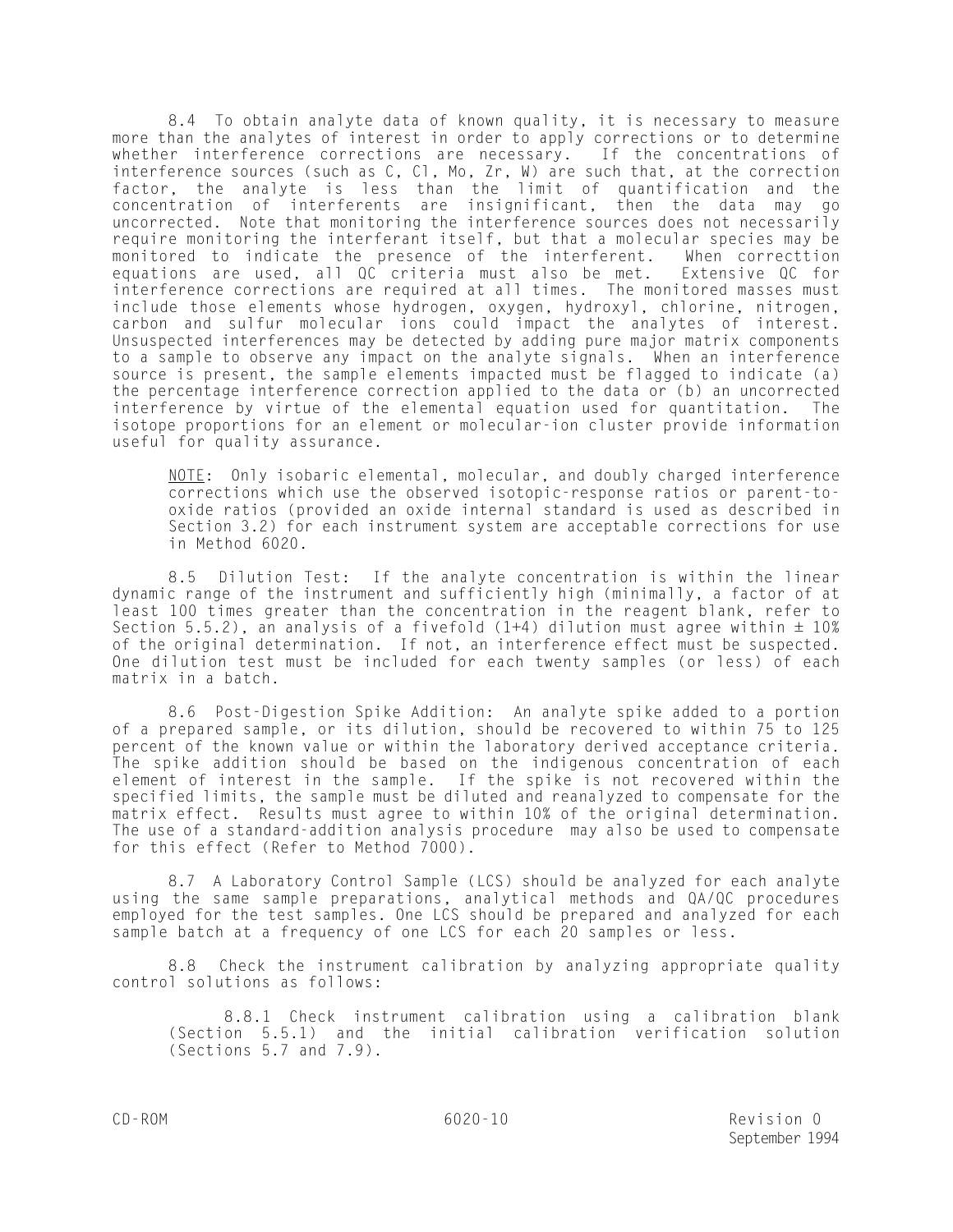8.4 To obtain analyte data of known quality, it is necessary to measure more than the analytes of interest in order to apply corrections or to determine whether interference corrections are necessary. If the concentrations of interference sources (such as C, Cl, Mo, Zr, W) are such that, at the correction factor, the analyte is less than the limit of quantification and the concentration of interferents are insignificant, then the data may go uncorrected. Note that monitoring the interference sources does not necessarily require monitoring the interferant itself, but that a molecular species may be monitored to indicate the presence of the interferent. When correcttion equations are used, all QC criteria must also be met. Extensive QC for interference corrections are required at all times. The monitored masses must include those elements whose hydrogen, oxygen, hydroxyl, chlorine, nitrogen, carbon and sulfur molecular ions could impact the analytes of interest. Unsuspected interferences may be detected by adding pure major matrix components to a sample to observe any impact on the analyte signals. When an interference source is present, the sample elements impacted must be flagged to indicate (a) the percentage interference correction applied to the data or (b) an uncorrected interference by virtue of the elemental equation used for quantitation. The isotope proportions for an element or molecular-ion cluster provide information useful for quality assurance.

> NOTE: Only isobaric elemental, molecular, and doubly charged interference corrections which use the observed isotopic-response ratios or parent-to-oxide ratios (provided an oxide internal standard is used as described in Section 3.2) for each instrument system are acceptable corrections for use in Method 6020.

8.5 Dilution Test: If the analyte concentration is within the linear dynamic range of the instrument and sufficiently high (minimally, a factor of at least 100 times greater than the concentration in the reagent blank, refer to Section 5.5.2), an analysis of a fivefold (1+4) dilution must agree within ± 10% of the original determination. If not, an interference effect must be suspected. One dilution test must be included for each twenty samples (or less) of each matrix in a batch.

8.6 Post-Digestion Spike Addition: An analyte spike added to a portion of a prepared sample, or its dilution, should be recovered to within 75 to 125 percent of the known value or within the laboratory derived acceptance criteria. The spike addition should be based on the indigenous concentration of each element of interest in the sample. If the spike is not recovered within the specified limits, the sample must be diluted and reanalyzed to compensate for the matrix effect. Results must agree to within 10% of the original determination. The use of a standard-addition analysis procedure may also be used to compensate for this effect (Refer to Method 7000).

8.7 A Laboratory Control Sample (LCS) should be analyzed for each analyte using the same sample preparations, analytical methods and QA/QC procedures employed for the test samples. One LCS should be prepared and analyzed for each sample batch at a frequency of one LCS for each 20 samples or less.

8.8 Check the instrument calibration by analyzing appropriate quality control solutions as follows:

8.8.1 Check instrument calibration using a calibration blank (Section 5.5.1) and the initial calibration verification solution (Sections 5.7 and 7.9).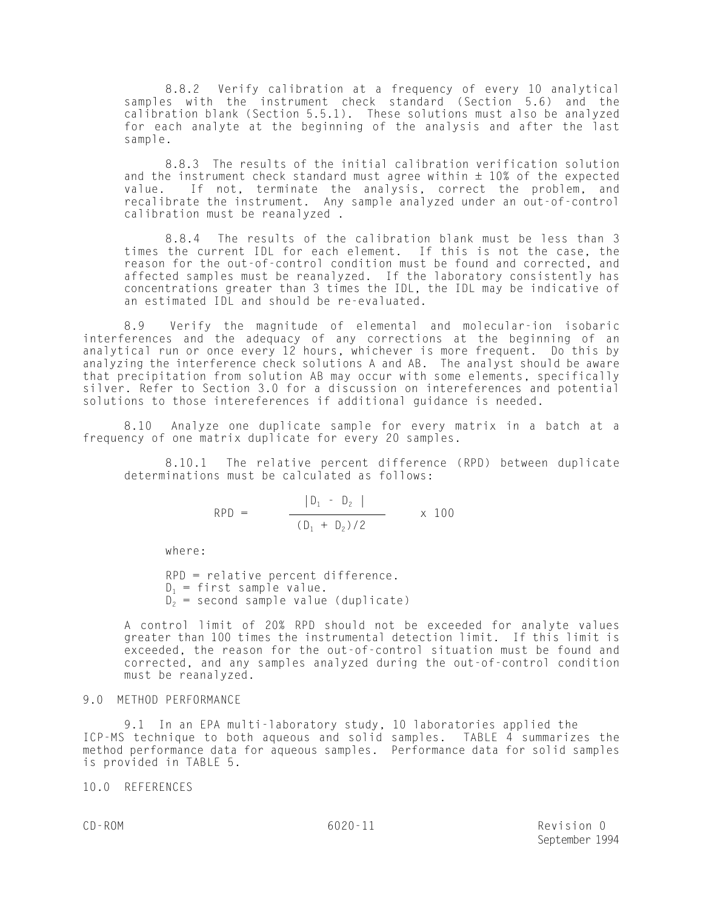8.8.2 Verify calibration at a frequency of every 10 analytical samples with the instrument check standard (Section 5.6) and the calibration blank (Section 5.5.1). These solutions must also be analyzed for each analyte at the beginning of the analysis and after the last sample.

8.8.3 The results of the initial calibration verification solution and the instrument check standard must agree within ± 10% of the expected value. If not, terminate the analysis, correct the problem, and recalibrate the instrument. Any sample analyzed under an out-of-control calibration must be reanalyzed .

8.8.4 The results of the calibration blank must be less than 3 times the current IDL for each element. If this is not the case, the reason for the out-of-control condition must be found and corrected, and affected samples must be reanalyzed. If the laboratory consistently has concentrations greater than 3 times the IDL, the IDL may be indicative of an estimated IDL and should be re-evaluated.

8.9 Verify the magnitude of elemental and molecular-ion isobaric interferences and the adequacy of any corrections at the beginning of an analytical run or once every 12 hours, whichever is more frequent. Do this by analyzing the interference check solutions A and AB. The analyst should be aware that precipitation from solution AB may occur with some elements, specifically silver. Refer to Section 3.0 for a discussion on intereferences and potential solutions to those intereferences if additional guidance is needed.

8.10 Analyze one duplicate sample for every matrix in a batch at a frequency of one matrix duplicate for every 20 samples.

8.10.1 The relative percent difference (RPD) between duplicate determinations must be calculated as follows:

$$RPD = \frac{|D_1 - D_2|}{(D_1 + D_2)/2} \times 100$$

where:

RPD = relative percent difference.
$D_1$ = first sample value.
$D_2$ = second sample value (duplicate)

A control limit of 20% RPD should not be exceeded for analyte values greater than 100 times the instrumental detection limit. If this limit is exceeded, the reason for the out-of-control situation must be found and corrected, and any samples analyzed during the out-of-control condition must be reanalyzed.

## 9.0 METHOD PERFORMANCE

9.1 In an EPA multi-laboratory study, 10 laboratories applied the ICP-MS technique to both aqueous and solid samples. TABLE 4 summarizes the method performance data for aqueous samples. Performance data for solid samples is provided in TABLE 5.

## 10.0 REFERENCES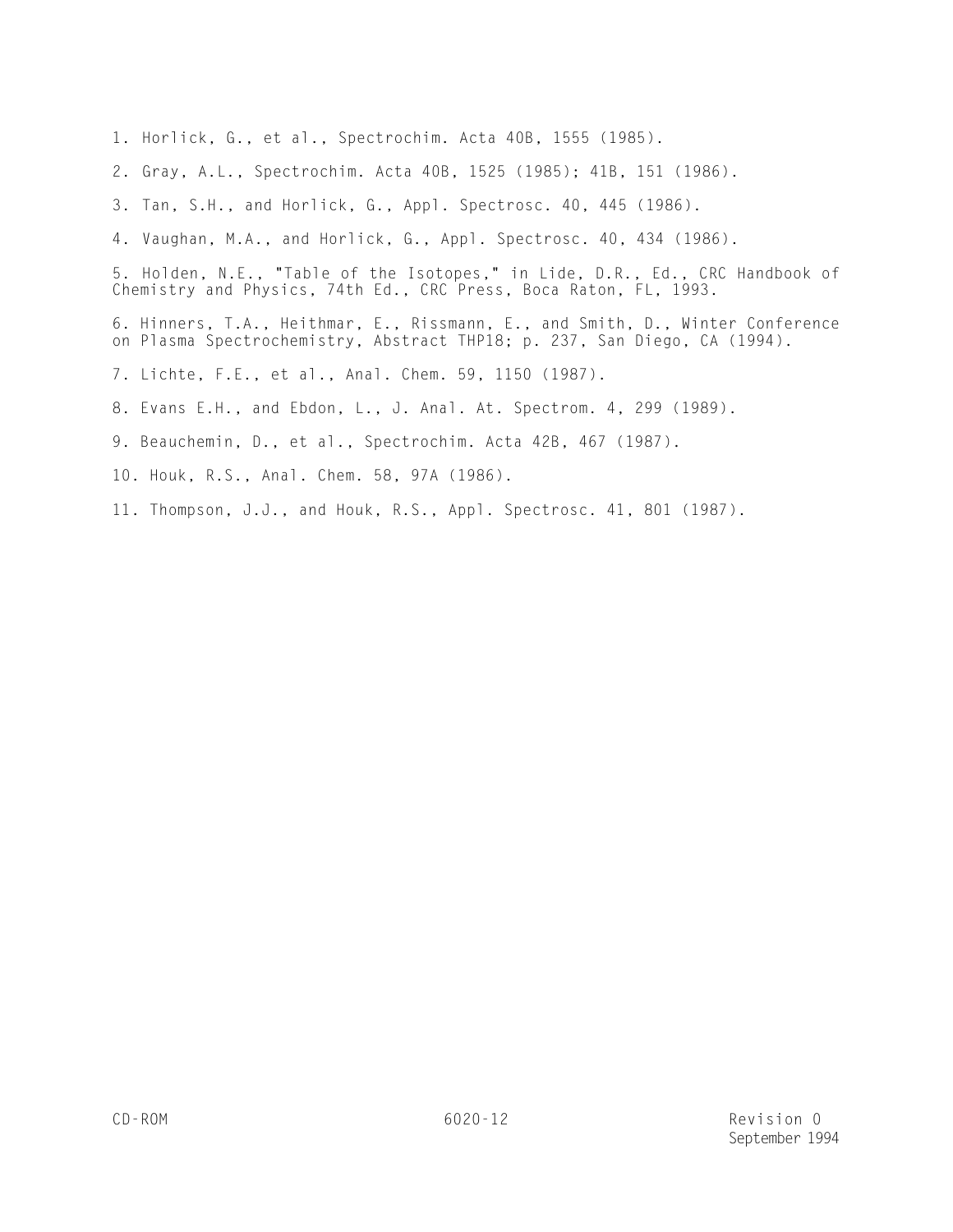1. Horlick, G., et al., Spectrochim. Acta 40B, 1555 (1985).

2. Gray, A.L., Spectrochim. Acta 40B, 1525 (1985); 41B, 151 (1986).

3. Tan, S.H., and Horlick, G., Appl. Spectrosc. 40, 445 (1986).

4. Vaughan, M.A., and Horlick, G., Appl. Spectrosc. 40, 434 (1986).

5. Holden, N.E., "Table of the Isotopes," in Lide, D.R., Ed., CRC Handbook of Chemistry and Physics, 74th Ed., CRC Press, Boca Raton, FL, 1993.

6. Hinners, T.A., Heithmar, E., Rissmann, E., and Smith, D., Winter Conference on Plasma Spectrochemistry, Abstract THP18; p. 237, San Diego, CA (1994).

7. Lichte, F.E., et al., Anal. Chem. 59, 1150 (1987).

8. Evans E.H., and Ebdon, L., J. Anal. At. Spectrom. 4, 299 (1989).

9. Beauchemin, D., et al., Spectrochim. Acta 42B, 467 (1987).

10. Houk, R.S., Anal. Chem. 58, 97A (1986).

11. Thompson, J.J., and Houk, R.S., Appl. Spectrosc. 41, 801 (1987).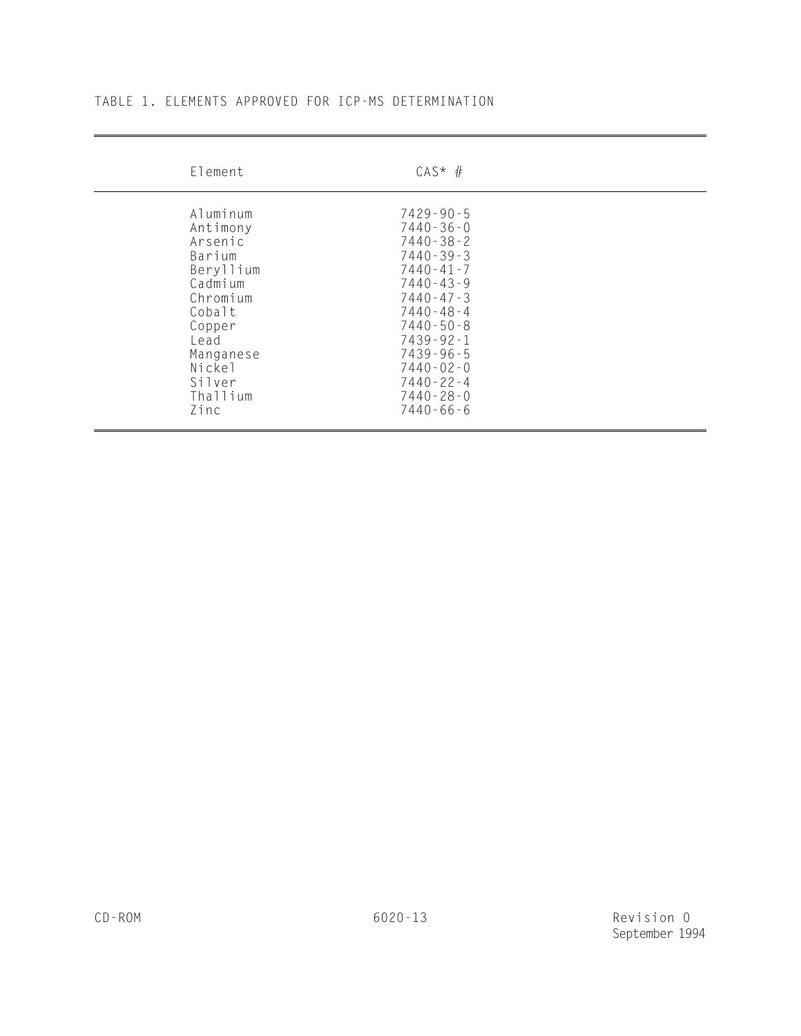TABLE 1. ELEMENTS APPROVED FOR ICP-MS DETERMINATION

| Element | CAS* # |
|---|---|
| Aluminum | 7429-90-5 |
| Antimony | 7440-36-0 |
| Arsenic | 7440-38-2 |
| Barium | 7440-39-3 |
| Beryllium | 7440-41-7 |
| Cadmium | 7440-43-9 |
| Chromium | 7440-47-3 |
| Cobalt | 7440-48-4 |
| Copper | 7440-50-8 |
| Lead | 7439-92-1 |
| Manganese | 7439-96-5 |
| Nickel | 7440-02-0 |
| Silver | 7440-22-4 |
| Thallium | 7440-28-0 |
| Zinc | 7440-66-6 |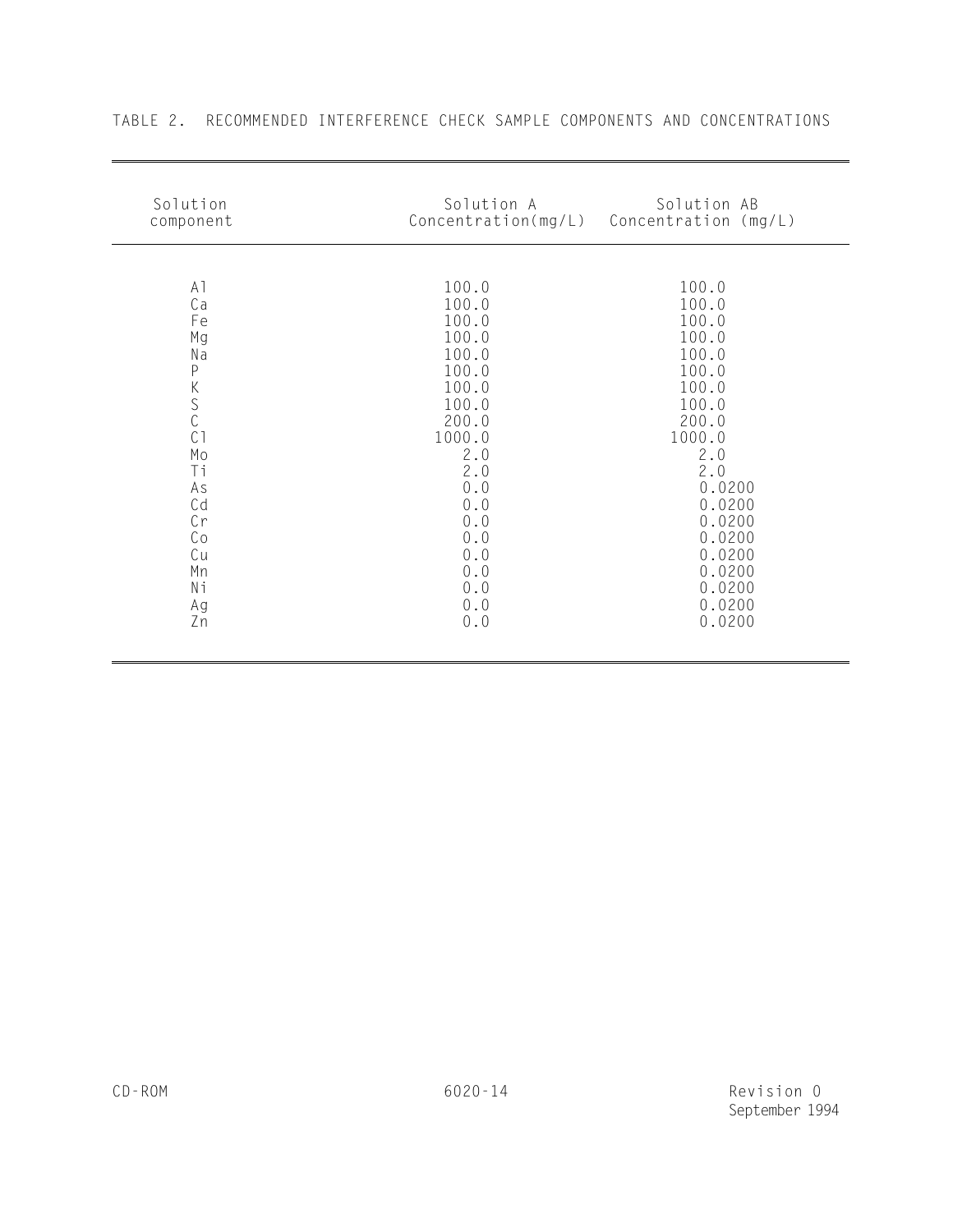TABLE 2. RECOMMENDED INTERFERENCE CHECK SAMPLE COMPONENTS AND CONCENTRATIONS

| Solution component | Solution A Concentration(mg/L) | Solution AB Concentration (mg/L) |
|---|---|---|
| Al | 100.0 | 100.0 |
| Ca | 100.0 | 100.0 |
| Fe | 100.0 | 100.0 |
| Mg | 100.0 | 100.0 |
| Na | 100.0 | 100.0 |
| P | 100.0 | 100.0 |
| K | 100.0 | 100.0 |
| S | 100.0 | 100.0 |
| C | 200.0 | 200.0 |
| Cl | 1000.0 | 1000.0 |
| Mo | 2.0 | 2.0 |
| Ti | 2.0 | 2.0 |
| As | 0.0 | 0.0200 |
| Cd | 0.0 | 0.0200 |
| Cr | 0.0 | 0.0200 |
| Co | 0.0 | 0.0200 |
| Cu | 0.0 | 0.0200 |
| Mn | 0.0 | 0.0200 |
| Ni | 0.0 | 0.0200 |
| Ag | 0.0 | 0.0200 |
| Zn | 0.0 | 0.0200 |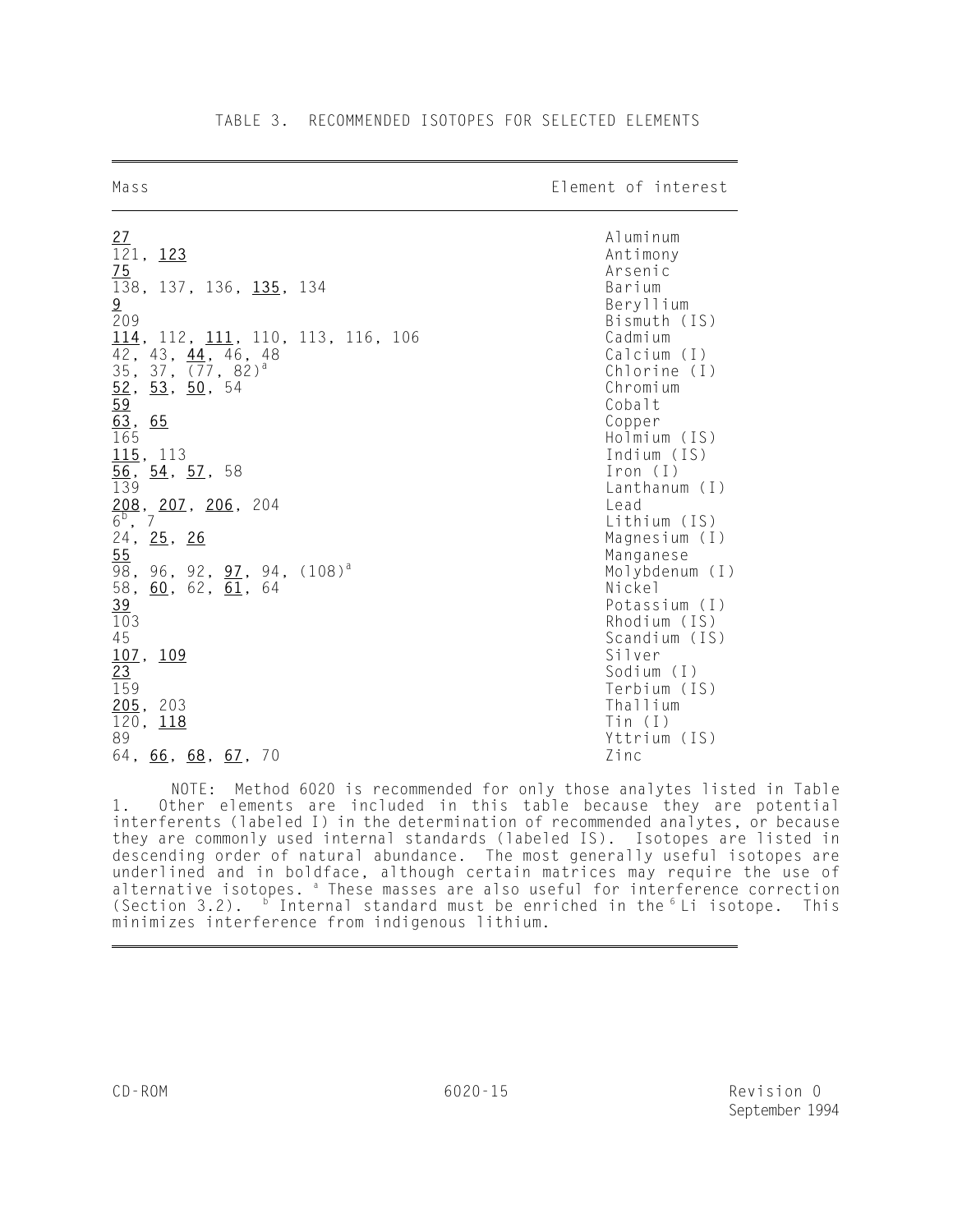TABLE 3. RECOMMENDED ISOTOPES FOR SELECTED ELEMENTS

| Mass | Element of interest |
|---|---|
| **<u>27</u>** | Aluminum |
| 121, **<u>123</u>** | Antimony |
| **<u>75</u>** | Arsenic |
| 138, 137, 136, **<u>135</u>**, 134 | Barium |
| **<u>9</u>** | Beryllium |
| 209 | Bismuth (IS) |
| **<u>114</u>**, 112, **<u>111</u>**, 110, 113, 116, 106 | Cadmium |
| 42, 43, **<u>44</u>**, 46, 48 | Calcium (I) |
| 35, 37, (77, 82)[a] | Chlorine (I) |
| **<u>52</u>**, **<u>53</u>**, **<u>50</u>**, 54 | Chromium |
| **<u>59</u>** | Cobalt |
| **<u>63</u>**, **<u>65</u>** | Copper |
| 165 | Holmium (IS) |
| **<u>115</u>**, 113 | Indium (IS) |
| **<u>56</u>**, **<u>54</u>**, **<u>57</u>**, 58 | Iron (I) |
| 139 | Lanthanum (I) |
| **<u>208</u>**, **<u>207</u>**, **<u>206</u>**, 204 | Lead |
| 6[b], 7 | Lithium (IS) |
| 24, **<u>25</u>**, **<u>26</u>** | Magnesium (I) |
| **<u>55</u>** | Manganese |
| 98, 96, 92, **<u>97</u>**, 94, (108)[a] | Molybdenum (I) |
| 58, **<u>60</u>**, 62, **<u>61</u>**, 64 | Nickel |
| **<u>39</u>** | Potassium (I) |
| 103 | Rhodium (IS) |
| 45 | Scandium (IS) |
| **<u>107</u>**, **<u>109</u>** | Silver |
| **<u>23</u>** | Sodium (I) |
| 159 | Terbium (IS) |
| **<u>205</u>**, 203 | Thallium |
| 120, **<u>118</u>** | Tin (I) |
| 89 | Yttrium (IS) |
| 64, **<u>66</u>**, **<u>68</u>**, **<u>67</u>**, 70 | Zinc |

NOTE: Method 6020 is recommended for only those analytes listed in Table 1. Other elements are included in this table because they are potential interferents (labeled I) in the determination of recommended analytes, or because they are commonly used internal standards (labeled IS). Isotopes are listed in descending order of natural abundance. The most generally useful isotopes are underlined and in boldface, although certain matrices may require the use of alternative isotopes. [a] These masses are also useful for interference correction (Section 3.2). [b] Internal standard must be enriched in the $^{6}$Li isotope. This minimizes interference from indigenous lithium.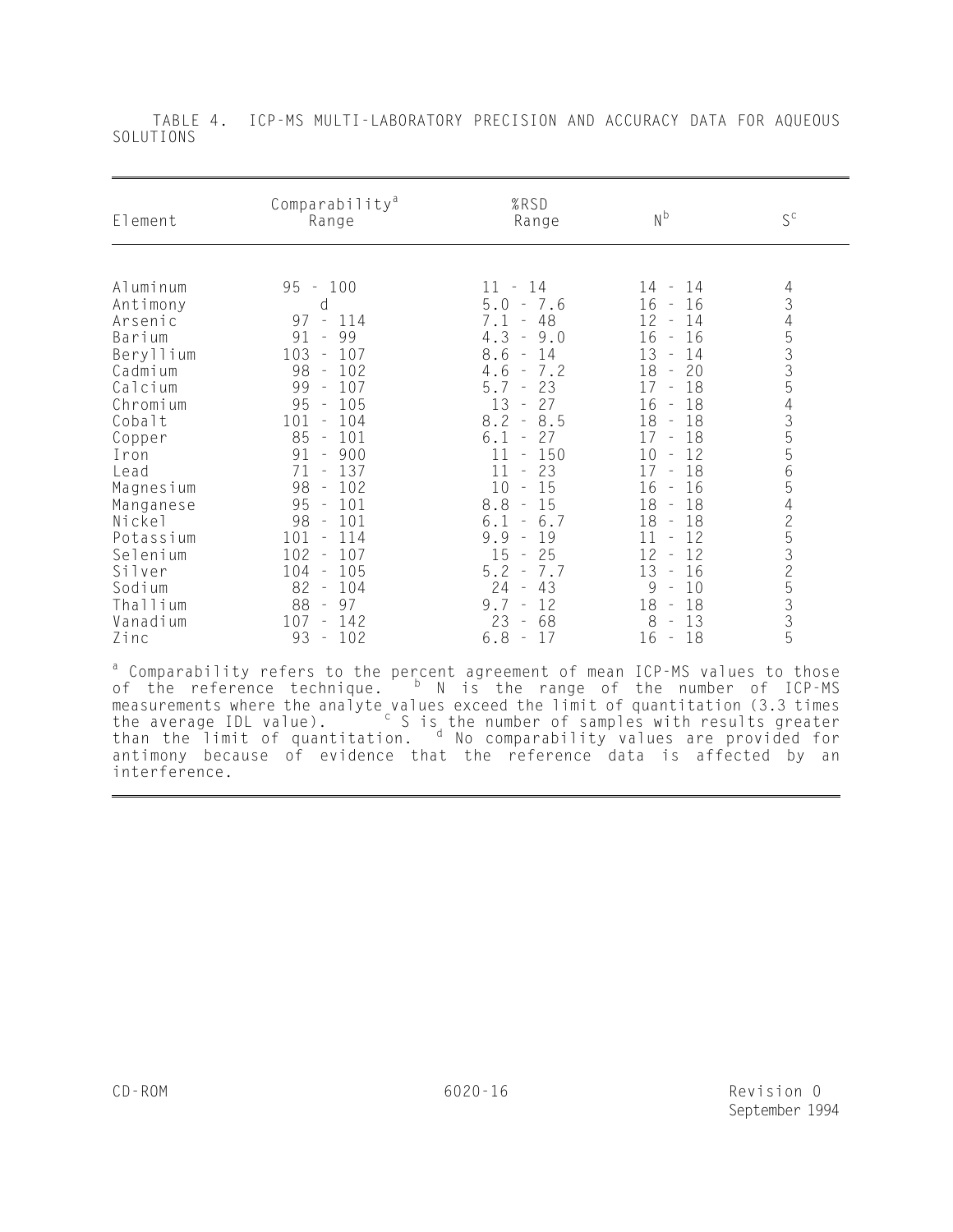TABLE 4. ICP-MS MULTI-LABORATORY PRECISION AND ACCURACY DATA FOR AQUEOUS SOLUTIONS

| Element | Comparability[a] Range | %RSD Range | N[b] | S[c] |
|---|---|---|---|---|
| Aluminum | 95 - 100 | 11 - 14 | 14 - 14 | 4 |
| Antimony | d | 5.0 - 7.6 | 16 - 16 | 3 |
| Arsenic | 97 - 114 | 7.1 - 48 | 12 - 14 | 4 |
| Barium | 91 - 99 | 4.3 - 9.0 | 16 - 16 | 5 |
| Beryllium | 103 - 107 | 8.6 - 14 | 13 - 14 | 3 |
| Cadmium | 98 - 102 | 4.6 - 7.2 | 18 - 20 | 3 |
| Calcium | 99 - 107 | 5.7 - 23 | 17 - 18 | 5 |
| Chromium | 95 - 105 | 13 - 27 | 16 - 18 | 4 |
| Cobalt | 101 - 104 | 8.2 - 8.5 | 18 - 18 | 3 |
| Copper | 85 - 101 | 6.1 - 27 | 17 - 18 | 5 |
| Iron | 91 - 900 | 11 - 150 | 10 - 12 | 5 |
| Lead | 71 - 137 | 11 - 23 | 17 - 18 | 6 |
| Magnesium | 98 - 102 | 10 - 15 | 16 - 16 | 5 |
| Manganese | 95 - 101 | 8.8 - 15 | 18 - 18 | 4 |
| Nickel | 98 - 101 | 6.1 - 6.7 | 18 - 18 | 2 |
| Potassium | 101 - 114 | 9.9 - 19 | 11 - 12 | 5 |
| Selenium | 102 - 107 | 15 - 25 | 12 - 12 | 3 |
| Silver | 104 - 105 | 5.2 - 7.7 | 13 - 16 | 2 |
| Sodium | 82 - 104 | 24 - 43 | 9 - 10 | 5 |
| Thallium | 88 - 97 | 9.7 - 12 | 18 - 18 | 3 |
| Vanadium | 107 - 142 | 23 - 68 | 8 - 13 | 3 |
| Zinc | 93 - 102 | 6.8 - 17 | 16 - 18 | 5 |

[a] Comparability refers to the percent agreement of mean ICP-MS values to those of the reference technique. [b] N is the range of the number of ICP-MS measurements where the analyte values exceed the limit of quantitation (3.3 times the average IDL value). [c] S is the number of samples with results greater than the limit of quantitation. [d] No comparability values are provided for antimony because of evidence that the reference data is affected by an interference.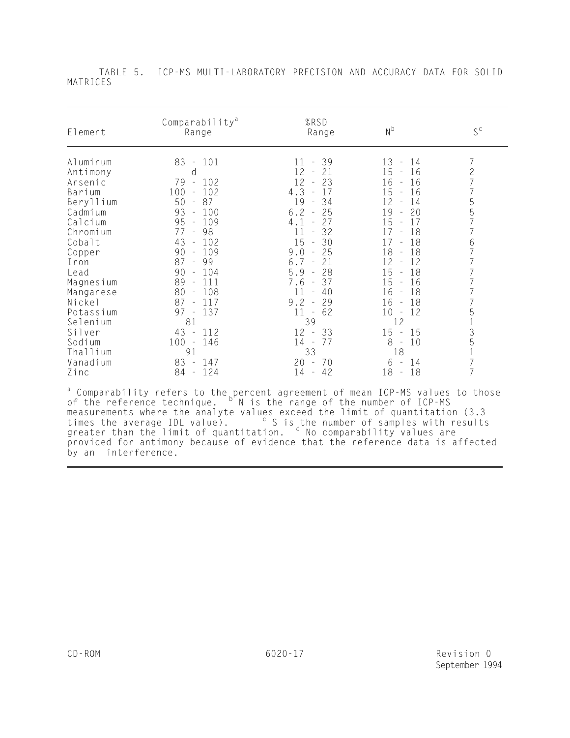TABLE 5. ICP-MS MULTI-LABORATORY PRECISION AND ACCURACY DATA FOR SOLID MATRICES

| Element | Comparability[a] Range | %RSD Range | N[b] | S[c] |
|---|---|---|---|---|
| Aluminum | 83 - 101 | 11 - 39 | 13 - 14 | 7 |
| Antimony | d | 12 - 21 | 15 - 16 | 2 |
| Arsenic | 79 - 102 | 12 - 23 | 16 - 16 | 7 |
| Barium | 100 - 102 | 4.3 - 17 | 15 - 16 | 7 |
| Beryllium | 50 - 87 | 19 - 34 | 12 - 14 | 5 |
| Cadmium | 93 - 100 | 6.2 - 25 | 19 - 20 | 5 |
| Calcium | 95 - 109 | 4.1 - 27 | 15 - 17 | 7 |
| Chromium | 77 - 98 | 11 - 32 | 17 - 18 | 7 |
| Cobalt | 43 - 102 | 15 - 30 | 17 - 18 | 6 |
| Copper | 90 - 109 | 9.0 - 25 | 18 - 18 | 7 |
| Iron | 87 - 99 | 6.7 - 21 | 12 - 12 | 7 |
| Lead | 90 - 104 | 5.9 - 28 | 15 - 18 | 7 |
| Magnesium | 89 - 111 | 7.6 - 37 | 15 - 16 | 7 |
| Manganese | 80 - 108 | 11 - 40 | 16 - 18 | 7 |
| Nickel | 87 - 117 | 9.2 - 29 | 16 - 18 | 7 |
| Potassium | 97 - 137 | 11 - 62 | 10 - 12 | 5 |
| Selenium | 81 | 39 | 12 | 1 |
| Silver | 43 - 112 | 12 - 33 | 15 - 15 | 3 |
| Sodium | 100 - 146 | 14 - 77 | 8 - 10 | 5 |
| Thallium | 91 | 33 | 18 | 1 |
| Vanadium | 83 - 147 | 20 - 70 | 6 - 14 | 7 |
| Zinc | 84 - 124 | 14 - 42 | 18 - 18 | 7 |

[a] Comparability refers to the percent agreement of mean ICP-MS values to those of the reference technique. [b] N is the range of the number of ICP-MS measurements where the analyte values exceed the limit of quantitation (3.3 times the average IDL value). [c] S is the number of samples with results greater than the limit of quantitation. [d] No comparability values are provided for antimony because of evidence that the reference data is affected by an interference.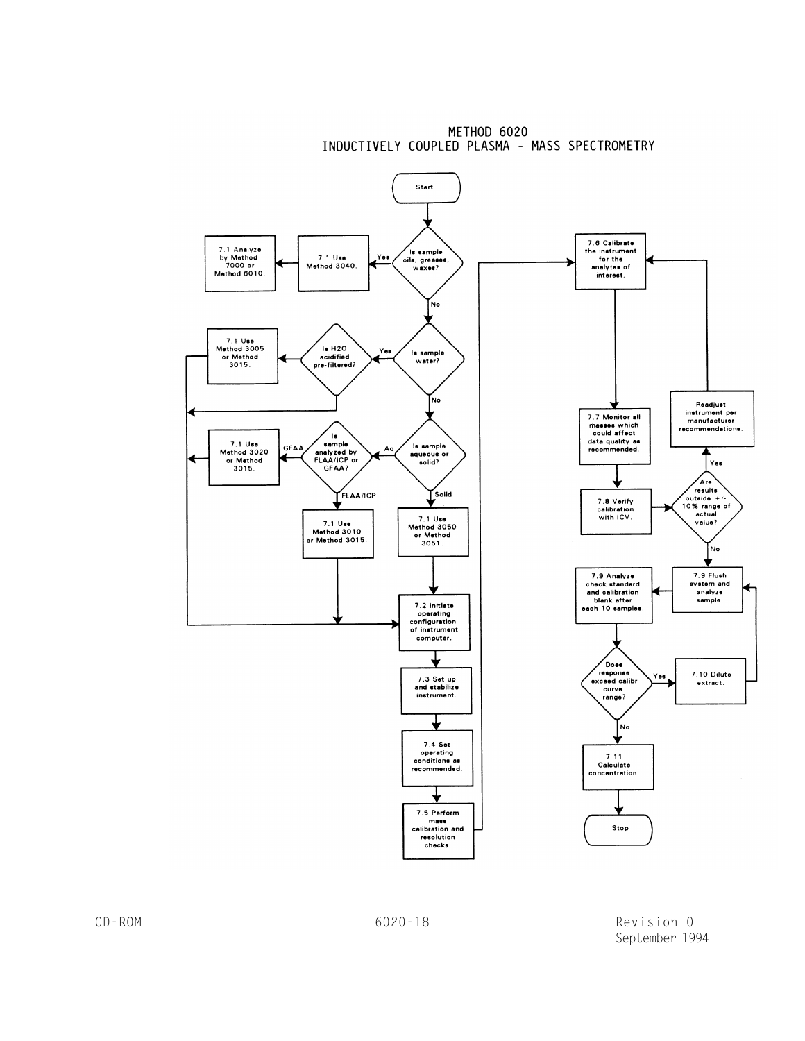# METHOD 6020
## INDUCTIVELY COUPLED PLASMA - MASS SPECTROMETRY

Start

Is sample oils, greases, waxes?

Yes

7.1 Use Method 3040.

7.1 Analyze by Method 7000 or Method 6010.

No

Is sample water?

Yes

Is H2O acidified pre-filtered?

7.1 Use Method 3005 or Method 3015.

No

Is sample aqueous or solid?

Aq

Is sample analyzed by FLAA/ICP or GFAA?

GFAA

7.1 Use Method 3020 or Method 3015.

FLAA/ICP

7.1 Use Method 3010 or Method 3015.

Solid

7.1 Use Method 3050 or Method 3051.

7.2 Initiate operating configuration of instrument computer.

7.3 Set up and stabilize instrument.

7.4 Set operating conditions as recommended.

7.5 Perform mass calibration and resolution checks.

7.6 Calibrate the instrument for the analytes of interest.

7.7 Monitor all masses which could affect data quality as recommended.

7.8 Verify calibration with ICV.

Are results outside +/- 10% range of actual value?

Yes

Readjust instrument per manufacturer recommendations.

No

7.9 Flush system and analyze sample.

7.9 Analyze check standard and calibration blank after each 10 samples.

Does response exceed calibr curve range?

Yes

7.10 Dilute extract.

No

7.11 Calculate concentration.

Stop